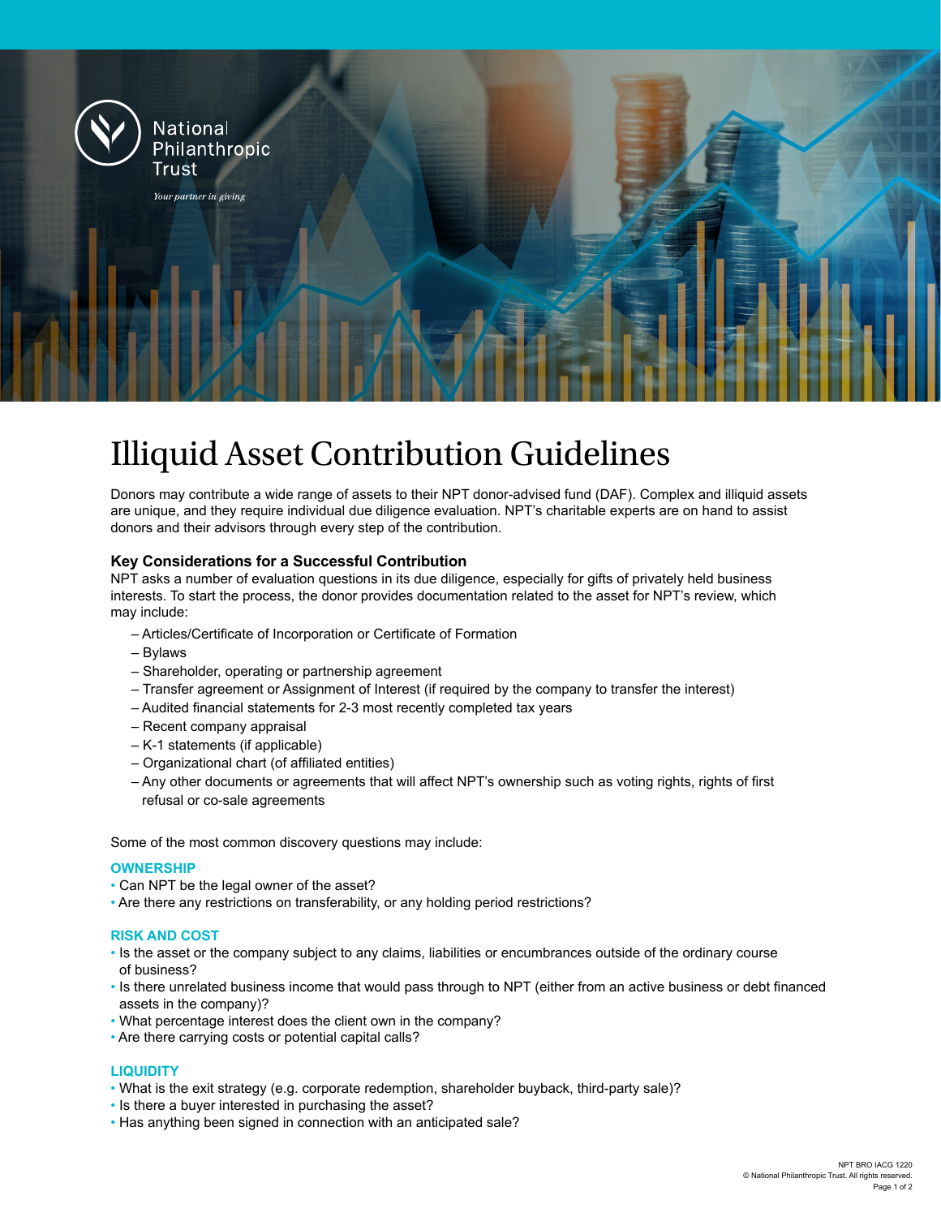National Philanthropic Trust

*Your partner in giving*

# Illiquid Asset Contribution Guidelines

Donors may contribute a wide range of assets to their NPT donor-advised fund (DAF). Complex and illiquid assets are unique, and they require individual due diligence evaluation. NPT's charitable experts are on hand to assist donors and their advisors through every step of the contribution.

### Key Considerations for a Successful Contribution

NPT asks a number of evaluation questions in its due diligence, especially for gifts of privately held business interests. To start the process, the donor provides documentation related to the asset for NPT's review, which may include:

- Articles/Certificate of Incorporation or Certificate of Formation
- Bylaws
- Shareholder, operating or partnership agreement
- Transfer agreement or Assignment of Interest (if required by the company to transfer the interest)
- Audited financial statements for 2-3 most recently completed tax years
- Recent company appraisal
- K-1 statements (if applicable)
- Organizational chart (of affiliated entities)
- Any other documents or agreements that will affect NPT's ownership such as voting rights, rights of first refusal or co-sale agreements

Some of the most common discovery questions may include:

#### OWNERSHIP

- Can NPT be the legal owner of the asset?
- Are there any restrictions on transferability, or any holding period restrictions?

#### RISK AND COST

- Is the asset or the company subject to any claims, liabilities or encumbrances outside of the ordinary course of business?
- Is there unrelated business income that would pass through to NPT (either from an active business or debt financed assets in the company)?
- What percentage interest does the client own in the company?
- Are there carrying costs or potential capital calls?

#### LIQUIDITY

- What is the exit strategy (e.g. corporate redemption, shareholder buyback, third-party sale)?
- Is there a buyer interested in purchasing the asset?
- Has anything been signed in connection with an anticipated sale?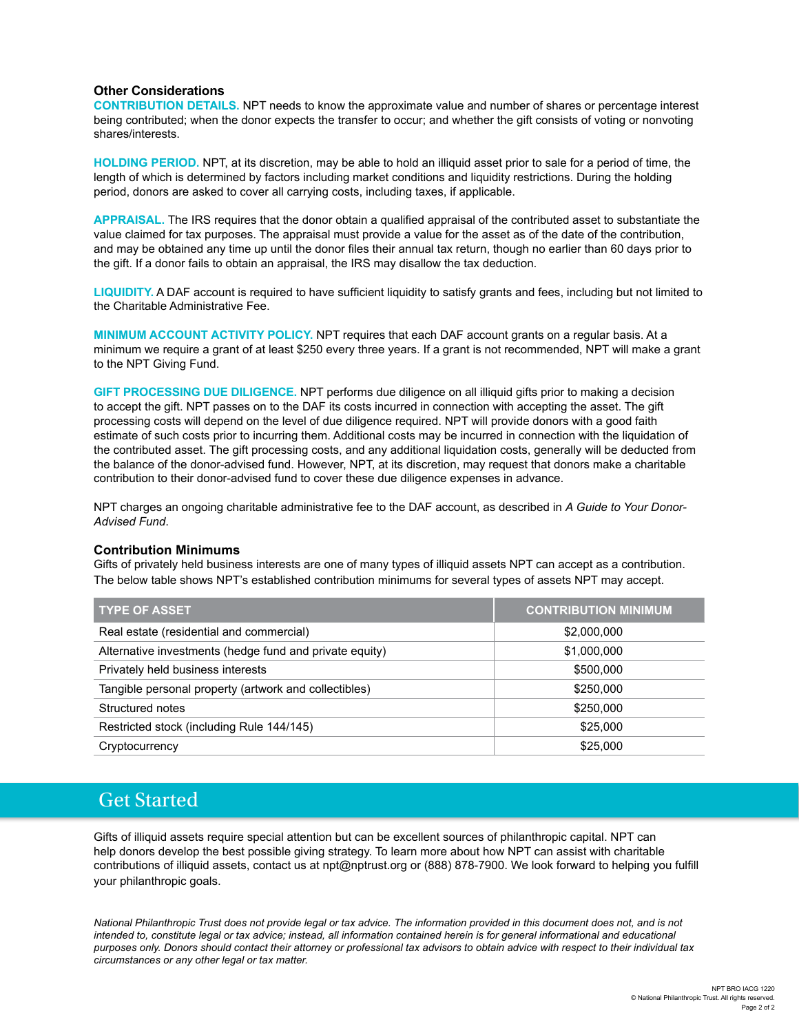### Other Considerations

**CONTRIBUTION DETAILS.** NPT needs to know the approximate value and number of shares or percentage interest being contributed; when the donor expects the transfer to occur; and whether the gift consists of voting or nonvoting shares/interests.

**HOLDING PERIOD.** NPT, at its discretion, may be able to hold an illiquid asset prior to sale for a period of time, the length of which is determined by factors including market conditions and liquidity restrictions. During the holding period, donors are asked to cover all carrying costs, including taxes, if applicable.

**APPRAISAL.** The IRS requires that the donor obtain a qualified appraisal of the contributed asset to substantiate the value claimed for tax purposes. The appraisal must provide a value for the asset as of the date of the contribution, and may be obtained any time up until the donor files their annual tax return, though no earlier than 60 days prior to the gift. If a donor fails to obtain an appraisal, the IRS may disallow the tax deduction.

**LIQUIDITY.** A DAF account is required to have sufficient liquidity to satisfy grants and fees, including but not limited to the Charitable Administrative Fee.

**MINIMUM ACCOUNT ACTIVITY POLICY.** NPT requires that each DAF account grants on a regular basis. At a minimum we require a grant of at least $250 every three years. If a grant is not recommended, NPT will make a grant to the NPT Giving Fund.

**GIFT PROCESSING DUE DILIGENCE.** NPT performs due diligence on all illiquid gifts prior to making a decision to accept the gift. NPT passes on to the DAF its costs incurred in connection with accepting the asset. The gift processing costs will depend on the level of due diligence required. NPT will provide donors with a good faith estimate of such costs prior to incurring them. Additional costs may be incurred in connection with the liquidation of the contributed asset. The gift processing costs, and any additional liquidation costs, generally will be deducted from the balance of the donor-advised fund. However, NPT, at its discretion, may request that donors make a charitable contribution to their donor-advised fund to cover these due diligence expenses in advance.

NPT charges an ongoing charitable administrative fee to the DAF account, as described in *A Guide to Your Donor-Advised Fund*.

### Contribution Minimums

Gifts of privately held business interests are one of many types of illiquid assets NPT can accept as a contribution. The below table shows NPT's established contribution minimums for several types of assets NPT may accept.

| TYPE OF ASSET | CONTRIBUTION MINIMUM |
|---|---|
| Real estate (residential and commercial) | $2,000,000 |
| Alternative investments (hedge fund and private equity) | $1,000,000 |
| Privately held business interests | $500,000 |
| Tangible personal property (artwork and collectibles) | $250,000 |
| Structured notes | $250,000 |
| Restricted stock (including Rule 144/145) | $25,000 |
| Cryptocurrency | $25,000 |

## Get Started

Gifts of illiquid assets require special attention but can be excellent sources of philanthropic capital. NPT can help donors develop the best possible giving strategy. To learn more about how NPT can assist with charitable contributions of illiquid assets, contact us at npt@nptrust.org or (888) 878-7900. We look forward to helping you fulfill your philanthropic goals.

*National Philanthropic Trust does not provide legal or tax advice. The information provided in this document does not, and is not intended to, constitute legal or tax advice; instead, all information contained herein is for general informational and educational purposes only. Donors should contact their attorney or professional tax advisors to obtain advice with respect to their individual tax circumstances or any other legal or tax matter.*

NPT BRO IACG 1220
© National Philanthropic Trust. All rights reserved.